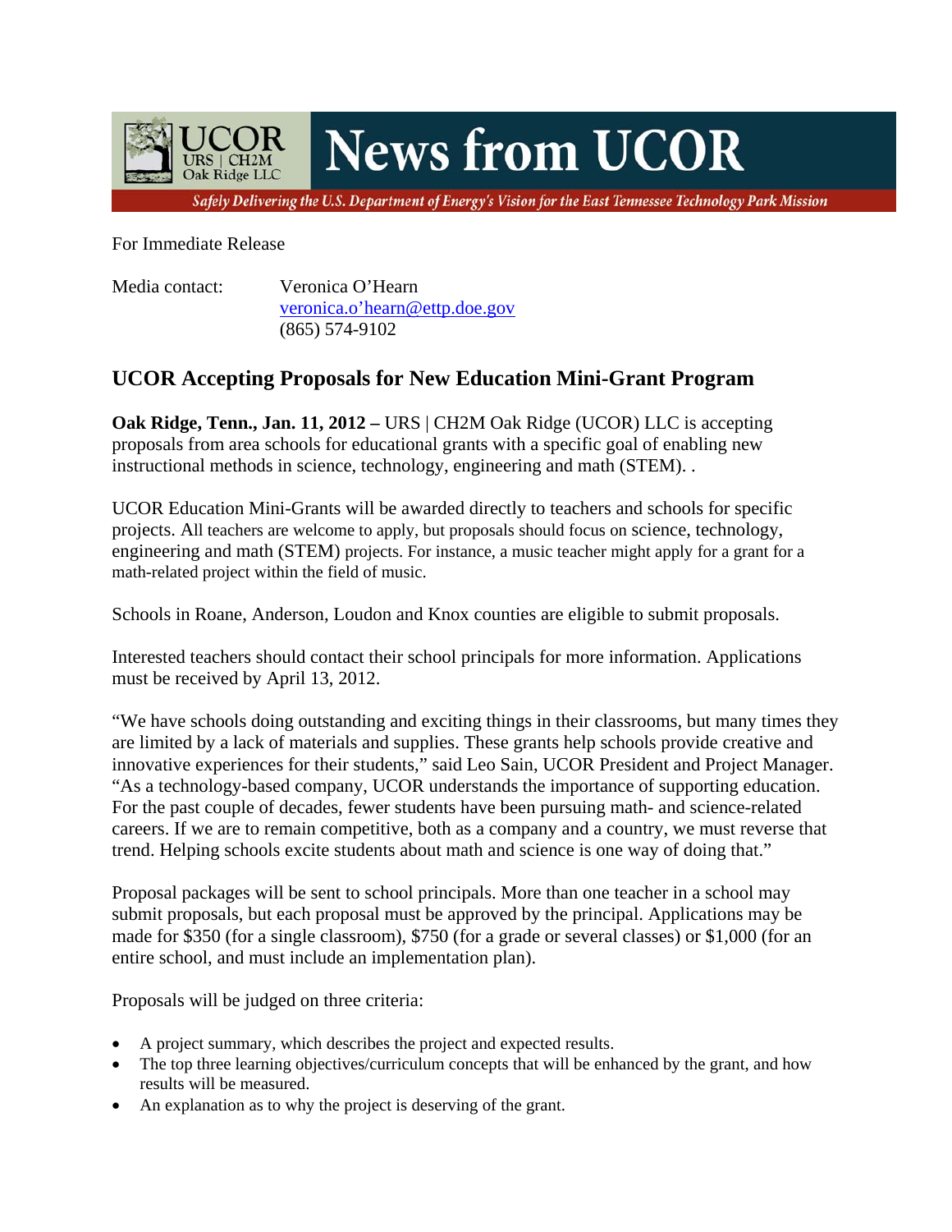# News from UCOR

UCOR
URS | CH2M
Oak Ridge LLC

*Safely Delivering the U.S. Department of Energy's Vision for the East Tennessee Technology Park Mission*

For Immediate Release

Media contact: Veronica O'Hearn
veronica.o'hearn@ettp.doe.gov
(865) 574-9102

## UCOR Accepting Proposals for New Education Mini-Grant Program

**Oak Ridge, Tenn., Jan. 11, 2012 –** URS | CH2M Oak Ridge (UCOR) LLC is accepting proposals from area schools for educational grants with a specific goal of enabling new instructional methods in science, technology, engineering and math (STEM). .

UCOR Education Mini-Grants will be awarded directly to teachers and schools for specific projects. All teachers are welcome to apply, but proposals should focus on science, technology, engineering and math (STEM) projects. For instance, a music teacher might apply for a grant for a math-related project within the field of music.

Schools in Roane, Anderson, Loudon and Knox counties are eligible to submit proposals.

Interested teachers should contact their school principals for more information. Applications must be received by April 13, 2012.

"We have schools doing outstanding and exciting things in their classrooms, but many times they are limited by a lack of materials and supplies. These grants help schools provide creative and innovative experiences for their students," said Leo Sain, UCOR President and Project Manager. "As a technology-based company, UCOR understands the importance of supporting education. For the past couple of decades, fewer students have been pursuing math- and science-related careers. If we are to remain competitive, both as a company and a country, we must reverse that trend. Helping schools excite students about math and science is one way of doing that."

Proposal packages will be sent to school principals. More than one teacher in a school may submit proposals, but each proposal must be approved by the principal. Applications may be made for $350 (for a single classroom), $750 (for a grade or several classes) or $1,000 (for an entire school, and must include an implementation plan).

Proposals will be judged on three criteria:

- A project summary, which describes the project and expected results.
- The top three learning objectives/curriculum concepts that will be enhanced by the grant, and how results will be measured.
- An explanation as to why the project is deserving of the grant.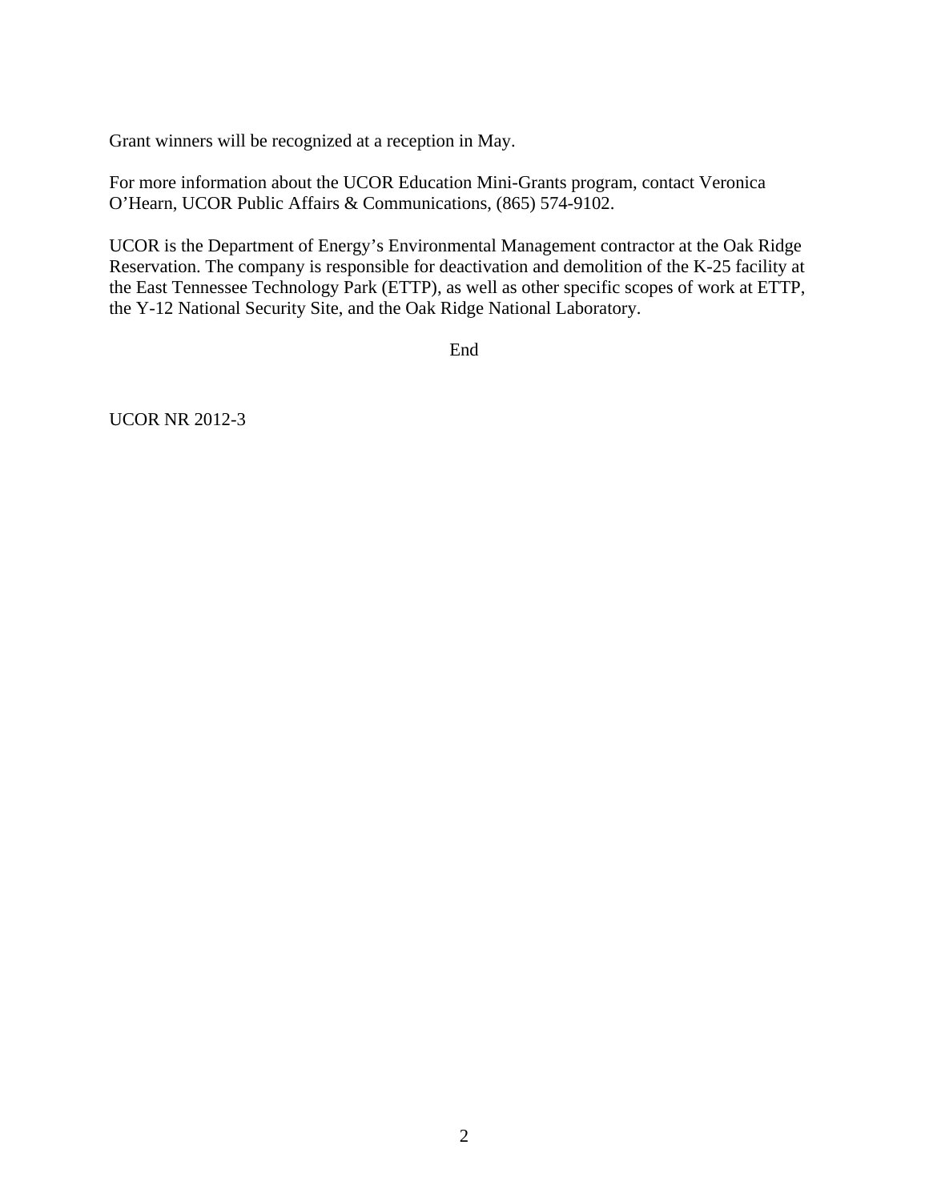Grant winners will be recognized at a reception in May.

For more information about the UCOR Education Mini-Grants program, contact Veronica O'Hearn, UCOR Public Affairs & Communications, (865) 574-9102.

UCOR is the Department of Energy's Environmental Management contractor at the Oak Ridge Reservation. The company is responsible for deactivation and demolition of the K-25 facility at the East Tennessee Technology Park (ETTP), as well as other specific scopes of work at ETTP, the Y-12 National Security Site, and the Oak Ridge National Laboratory.

End

UCOR NR 2012-3